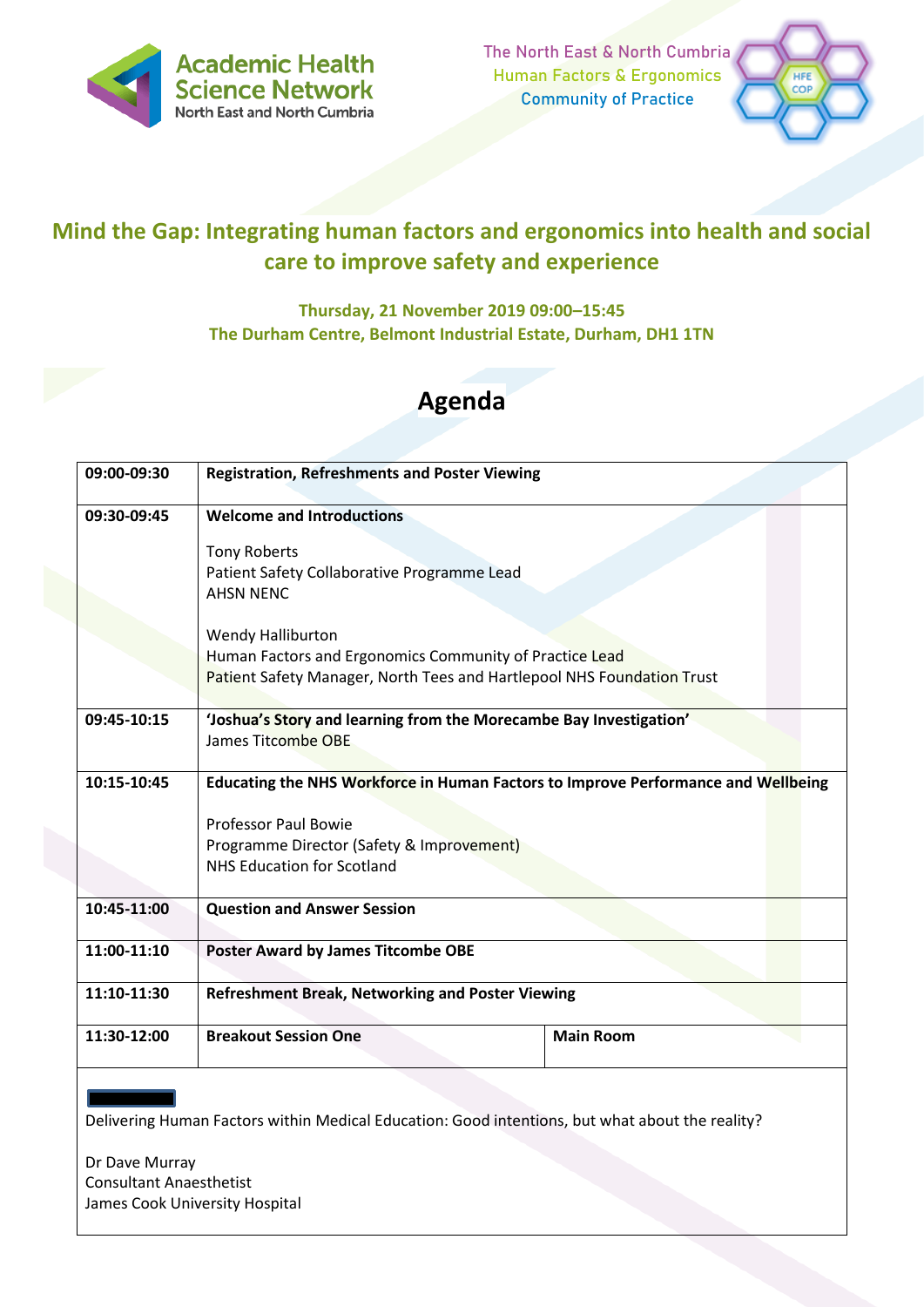Academic Health Science Network
North East and North Cumbria

The North East & North Cumbria
Human Factors & Ergonomics
Community of Practice

HFE COP

## Mind the Gap: Integrating human factors and ergonomics into health and social care to improve safety and experience

**Thursday, 21 November 2019 09:00–15:45**
**The Durham Centre, Belmont Industrial Estate, Durham, DH1 1TN**

# Agenda

| | | |
|---|---|---|
| **09:00-09:30** | **Registration, Refreshments and Poster Viewing** | |
| **09:30-09:45** | **Welcome and Introductions**<br><br>Tony Roberts<br>Patient Safety Collaborative Programme Lead<br>AHSN NENC<br><br>Wendy Halliburton<br>Human Factors and Ergonomics Community of Practice Lead<br>Patient Safety Manager, North Tees and Hartlepool NHS Foundation Trust | |
| **09:45-10:15** | **'Joshua's Story and learning from the Morecambe Bay Investigation'**<br>James Titcombe OBE | |
| **10:15-10:45** | **Educating the NHS Workforce in Human Factors to Improve Performance and Wellbeing**<br><br>Professor Paul Bowie<br>Programme Director (Safety & Improvement)<br>NHS Education for Scotland | |
| **10:45-11:00** | **Question and Answer Session** | |
| **11:00-11:10** | **Poster Award by James Titcombe OBE** | |
| **11:10-11:30** | **Refreshment Break, Networking and Poster Viewing** | |
| **11:30-12:00** | **Breakout Session One** | **Main Room** |
| Delivering Human Factors within Medical Education: Good intentions, but what about the reality?<br><br>Dr Dave Murray<br>Consultant Anaesthetist<br>James Cook University Hospital | | |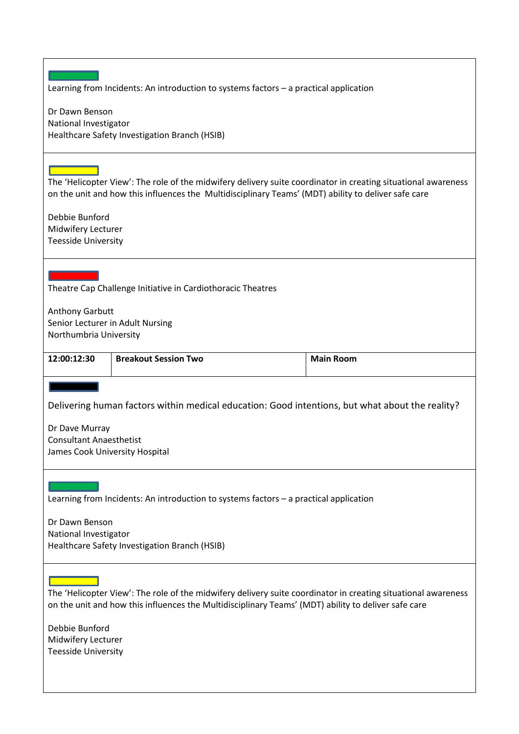Learning from Incidents: An introduction to systems factors – a practical application

Dr Dawn Benson
National Investigator
Healthcare Safety Investigation Branch (HSIB)

---

The 'Helicopter View': The role of the midwifery delivery suite coordinator in creating situational awareness on the unit and how this influences the Multidisciplinary Teams' (MDT) ability to deliver safe care

Debbie Bunford
Midwifery Lecturer
Teesside University

---

Theatre Cap Challenge Initiative in Cardiothoracic Theatres

Anthony Garbutt
Senior Lecturer in Adult Nursing
Northumbria University

| 12:00:12:30 | Breakout Session Two | Main Room |
|---|---|---|

Delivering human factors within medical education: Good intentions, but what about the reality?

Dr Dave Murray
Consultant Anaesthetist
James Cook University Hospital

---

Learning from Incidents: An introduction to systems factors – a practical application

Dr Dawn Benson
National Investigator
Healthcare Safety Investigation Branch (HSIB)

---

The 'Helicopter View': The role of the midwifery delivery suite coordinator in creating situational awareness on the unit and how this influences the Multidisciplinary Teams' (MDT) ability to deliver safe care

Debbie Bunford
Midwifery Lecturer
Teesside University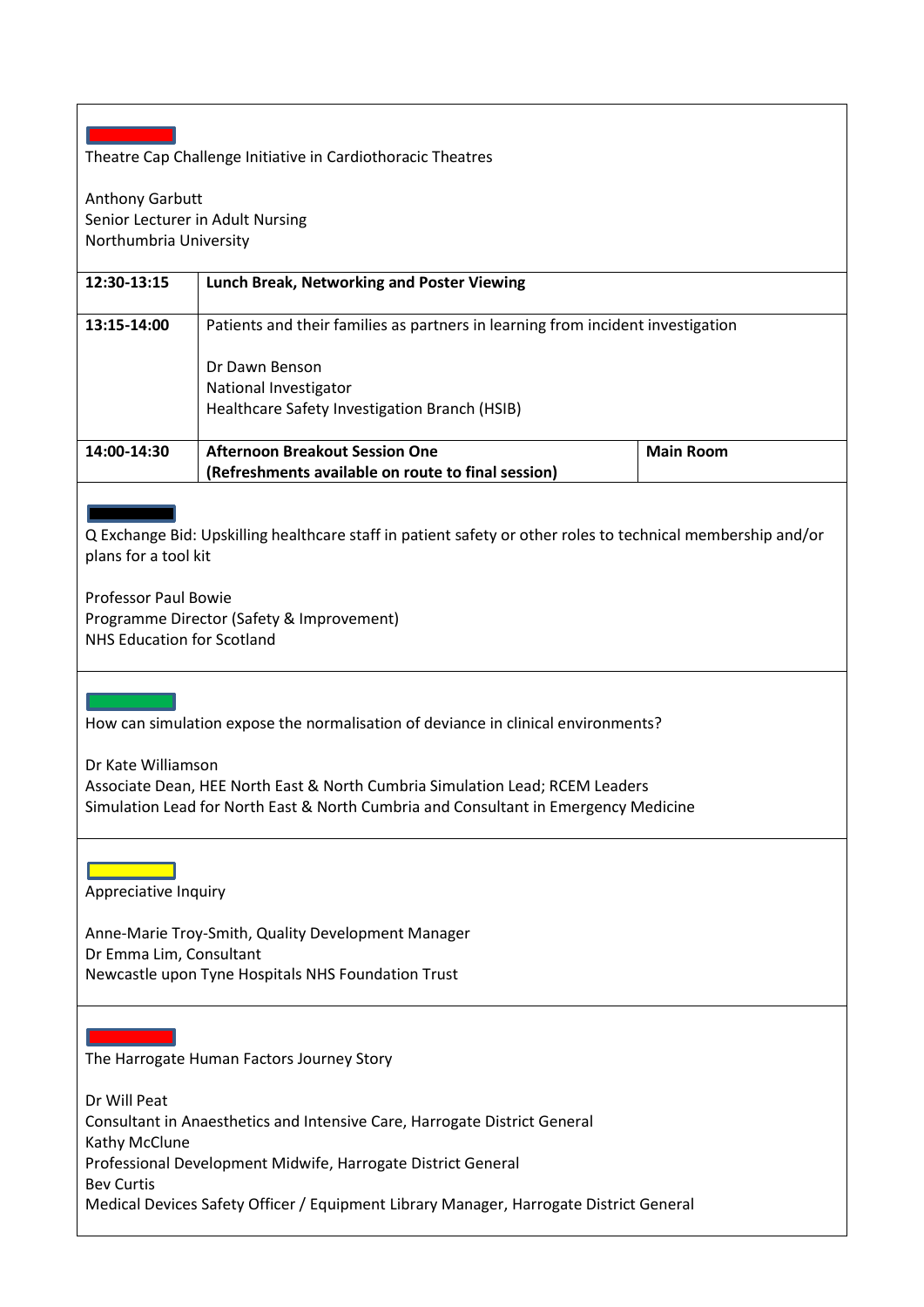Theatre Cap Challenge Initiative in Cardiothoracic Theatres

Anthony Garbutt
Senior Lecturer in Adult Nursing
Northumbria University

| | | |
|---|---|---|
| **12:30-13:15** | **Lunch Break, Networking and Poster Viewing** | |
| **13:15-14:00** | Patients and their families as partners in learning from incident investigation<br><br>Dr Dawn Benson<br>National Investigator<br>Healthcare Safety Investigation Branch (HSIB) | |
| **14:00-14:30** | **Afternoon Breakout Session One**<br>**(Refreshments available on route to final session)** | **Main Room** |

Q Exchange Bid: Upskilling healthcare staff in patient safety or other roles to technical membership and/or plans for a tool kit

Professor Paul Bowie
Programme Director (Safety & Improvement)
NHS Education for Scotland

How can simulation expose the normalisation of deviance in clinical environments?

Dr Kate Williamson
Associate Dean, HEE North East & North Cumbria Simulation Lead; RCEM Leaders Simulation Lead for North East & North Cumbria and Consultant in Emergency Medicine

Appreciative Inquiry

Anne-Marie Troy-Smith, Quality Development Manager
Dr Emma Lim, Consultant
Newcastle upon Tyne Hospitals NHS Foundation Trust

The Harrogate Human Factors Journey Story

Dr Will Peat
Consultant in Anaesthetics and Intensive Care, Harrogate District General
Kathy McClune
Professional Development Midwife, Harrogate District General
Bev Curtis
Medical Devices Safety Officer / Equipment Library Manager, Harrogate District General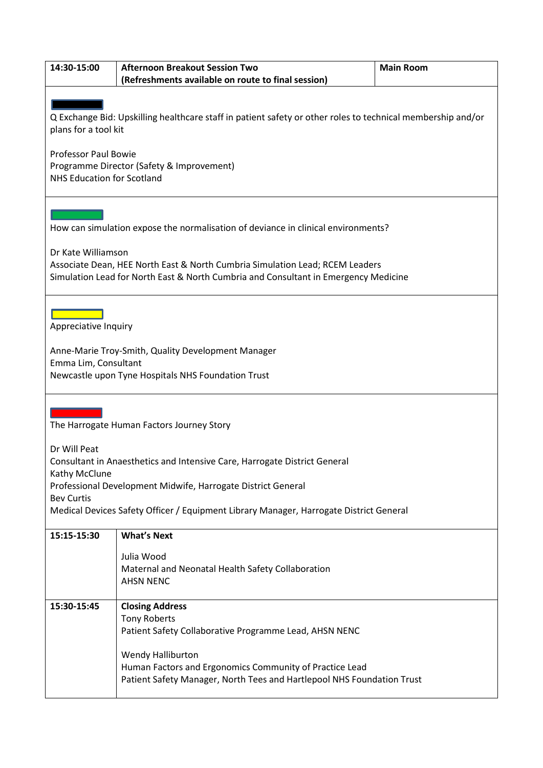| 14:30-15:00 | **Afternoon Breakout Session Two (Refreshments available on route to final session)** | **Main Room** |
|---|---|---|

Q Exchange Bid: Upskilling healthcare staff in patient safety or other roles to technical membership and/or plans for a tool kit

Professor Paul Bowie
Programme Director (Safety & Improvement)
NHS Education for Scotland

How can simulation expose the normalisation of deviance in clinical environments?

Dr Kate Williamson
Associate Dean, HEE North East & North Cumbria Simulation Lead; RCEM Leaders Simulation Lead for North East & North Cumbria and Consultant in Emergency Medicine

Appreciative Inquiry

Anne-Marie Troy-Smith, Quality Development Manager
Emma Lim, Consultant
Newcastle upon Tyne Hospitals NHS Foundation Trust

The Harrogate Human Factors Journey Story

Dr Will Peat
Consultant in Anaesthetics and Intensive Care, Harrogate District General
Kathy McClune
Professional Development Midwife, Harrogate District General
Bev Curtis
Medical Devices Safety Officer / Equipment Library Manager, Harrogate District General

| | |
|---|---|
| 15:15-15:30 | **What's Next**<br><br>Julia Wood<br>Maternal and Neonatal Health Safety Collaboration<br>AHSN NENC |
| 15:30-15:45 | **Closing Address**<br>Tony Roberts<br>Patient Safety Collaborative Programme Lead, AHSN NENC<br><br>Wendy Halliburton<br>Human Factors and Ergonomics Community of Practice Lead<br>Patient Safety Manager, North Tees and Hartlepool NHS Foundation Trust |